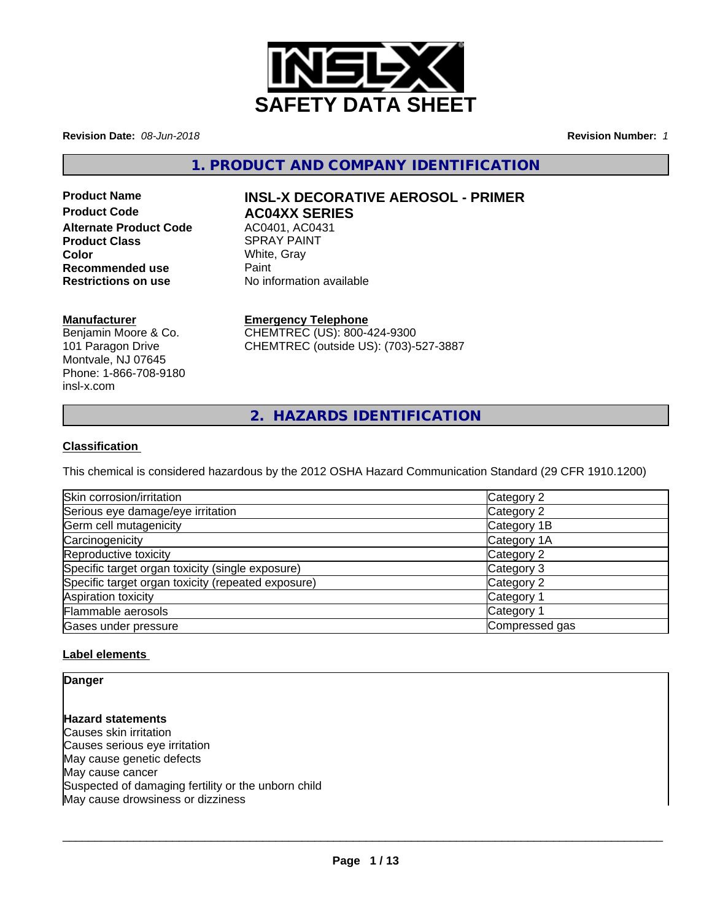# SAFETY DATA SHEET

**Revision Date:** *08-Jun-2018* **Revision Number:** *1*

## 1. PRODUCT AND COMPANY IDENTIFICATION

| | |
|---|---|
| **Product Name** | **INSL-X DECORATIVE AEROSOL - PRIMER** |
| **Product Code** | **AC04XX SERIES** |
| **Alternate Product Code** | AC0401, AC0431 |
| **Product Class** | SPRAY PAINT |
| **Color** | White, Gray |
| **Recommended use** | Paint |
| **Restrictions on use** | No information available |

**Manufacturer**
Benjamin Moore & Co.
101 Paragon Drive
Montvale, NJ 07645
Phone: 1-866-708-9180
insl-x.com

**Emergency Telephone**
CHEMTREC (US): 800-424-9300
CHEMTREC (outside US): (703)-527-3887

## 2. HAZARDS IDENTIFICATION

### Classification

This chemical is considered hazardous by the 2012 OSHA Hazard Communication Standard (29 CFR 1910.1200)

| | |
|---|---|
| Skin corrosion/irritation | Category 2 |
| Serious eye damage/eye irritation | Category 2 |
| Germ cell mutagenicity | Category 1B |
| Carcinogenicity | Category 1A |
| Reproductive toxicity | Category 2 |
| Specific target organ toxicity (single exposure) | Category 3 |
| Specific target organ toxicity (repeated exposure) | Category 2 |
| Aspiration toxicity | Category 1 |
| Flammable aerosols | Category 1 |
| Gases under pressure | Compressed gas |

### Label elements

**Danger**

**Hazard statements**
Causes skin irritation
Causes serious eye irritation
May cause genetic defects
May cause cancer
Suspected of damaging fertility or the unborn child
May cause drowsiness or dizziness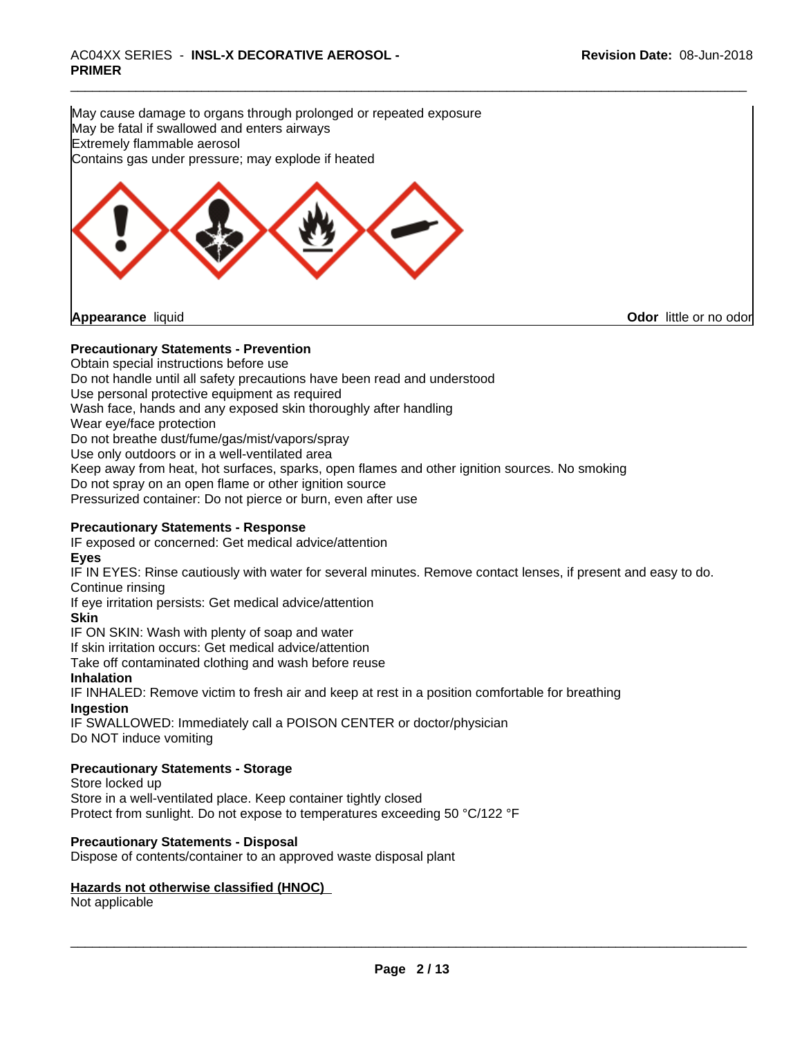May cause damage to organs through prolonged or repeated exposure
May be fatal if swallowed and enters airways
Extremely flammable aerosol
Contains gas under pressure; may explode if heated

**Appearance** liquid **Odor** little or no odor

**Precautionary Statements - Prevention**

Obtain special instructions before use
Do not handle until all safety precautions have been read and understood
Use personal protective equipment as required
Wash face, hands and any exposed skin thoroughly after handling
Wear eye/face protection
Do not breathe dust/fume/gas/mist/vapors/spray
Use only outdoors or in a well-ventilated area
Keep away from heat, hot surfaces, sparks, open flames and other ignition sources. No smoking
Do not spray on an open flame or other ignition source
Pressurized container: Do not pierce or burn, even after use

**Precautionary Statements - Response**

IF exposed or concerned: Get medical advice/attention

**Eyes**

IF IN EYES: Rinse cautiously with water for several minutes. Remove contact lenses, if present and easy to do. Continue rinsing
If eye irritation persists: Get medical advice/attention

**Skin**

IF ON SKIN: Wash with plenty of soap and water
If skin irritation occurs: Get medical advice/attention
Take off contaminated clothing and wash before reuse

**Inhalation**

IF INHALED: Remove victim to fresh air and keep at rest in a position comfortable for breathing

**Ingestion**

IF SWALLOWED: Immediately call a POISON CENTER or doctor/physician
Do NOT induce vomiting

**Precautionary Statements - Storage**

Store locked up
Store in a well-ventilated place. Keep container tightly closed
Protect from sunlight. Do not expose to temperatures exceeding 50 °C/122 °F

**Precautionary Statements - Disposal**

Dispose of contents/container to an approved waste disposal plant

**Hazards not otherwise classified (HNOC)**

Not applicable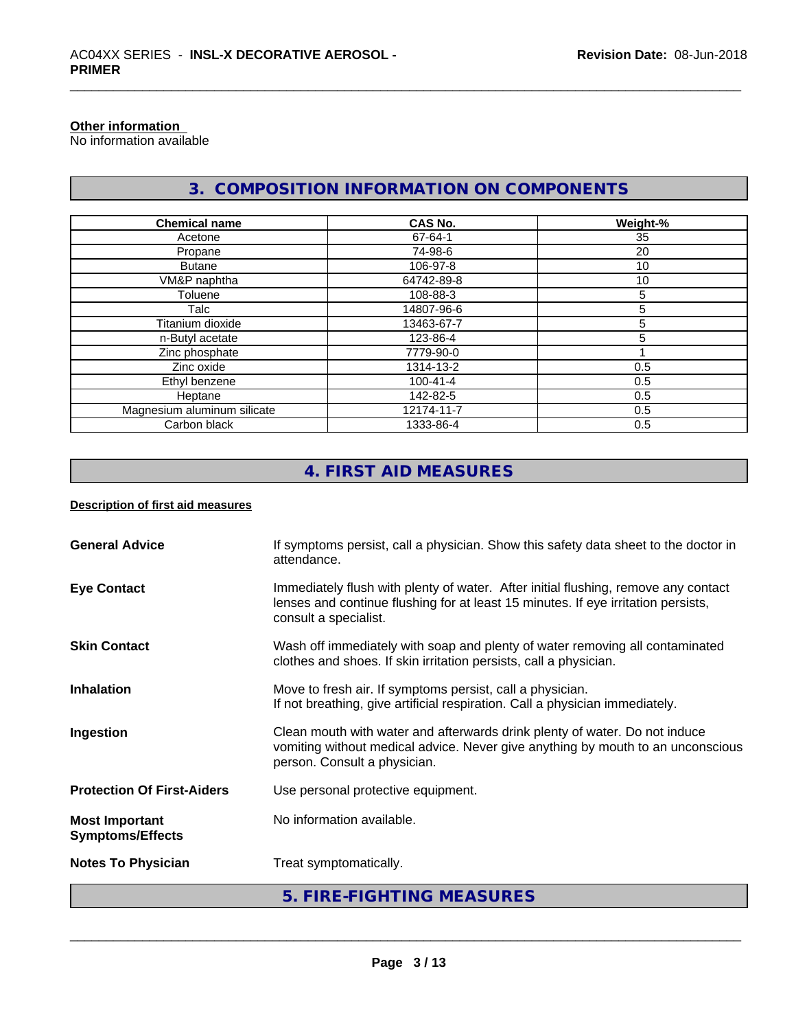**Other information**
No information available

## 3. COMPOSITION INFORMATION ON COMPONENTS

| Chemical name | CAS No. | Weight-% |
| --- | --- | --- |
| Acetone | 67-64-1 | 35 |
| Propane | 74-98-6 | 20 |
| Butane | 106-97-8 | 10 |
| VM&P naphtha | 64742-89-8 | 10 |
| Toluene | 108-88-3 | 5 |
| Talc | 14807-96-6 | 5 |
| Titanium dioxide | 13463-67-7 | 5 |
| n-Butyl acetate | 123-86-4 | 5 |
| Zinc phosphate | 7779-90-0 | 1 |
| Zinc oxide | 1314-13-2 | 0.5 |
| Ethyl benzene | 100-41-4 | 0.5 |
| Heptane | 142-82-5 | 0.5 |
| Magnesium aluminum silicate | 12174-11-7 | 0.5 |
| Carbon black | 1333-86-4 | 0.5 |

## 4. FIRST AID MEASURES

**Description of first aid measures**

**General Advice** — If symptoms persist, call a physician. Show this safety data sheet to the doctor in attendance.

**Eye Contact** — Immediately flush with plenty of water. After initial flushing, remove any contact lenses and continue flushing for at least 15 minutes. If eye irritation persists, consult a specialist.

**Skin Contact** — Wash off immediately with soap and plenty of water removing all contaminated clothes and shoes. If skin irritation persists, call a physician.

**Inhalation** — Move to fresh air. If symptoms persist, call a physician.
If not breathing, give artificial respiration. Call a physician immediately.

**Ingestion** — Clean mouth with water and afterwards drink plenty of water. Do not induce vomiting without medical advice. Never give anything by mouth to an unconscious person. Consult a physician.

**Protection Of First-Aiders** — Use personal protective equipment.

**Most Important Symptoms/Effects** — No information available.

**Notes To Physician** — Treat symptomatically.

## 5. FIRE-FIGHTING MEASURES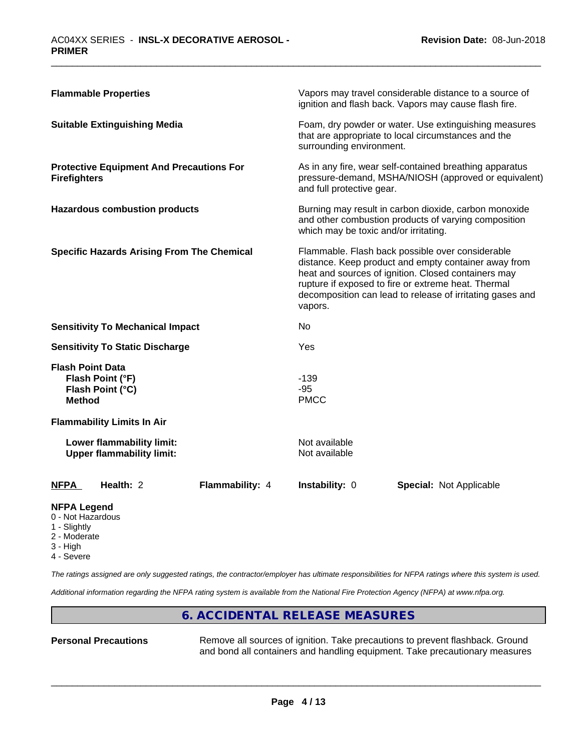**Flammable Properties** — Vapors may travel considerable distance to a source of ignition and flash back. Vapors may cause flash fire.

**Suitable Extinguishing Media** — Foam, dry powder or water. Use extinguishing measures that are appropriate to local circumstances and the surrounding environment.

**Protective Equipment And Precautions For Firefighters** — As in any fire, wear self-contained breathing apparatus pressure-demand, MSHA/NIOSH (approved or equivalent) and full protective gear.

**Hazardous combustion products** — Burning may result in carbon dioxide, carbon monoxide and other combustion products of varying composition which may be toxic and/or irritating.

**Specific Hazards Arising From The Chemical** — Flammable. Flash back possible over considerable distance. Keep product and empty container away from heat and sources of ignition. Closed containers may rupture if exposed to fire or extreme heat. Thermal decomposition can lead to release of irritating gases and vapors.

**Sensitivity To Mechanical Impact** — No

**Sensitivity To Static Discharge** — Yes

**Flash Point Data**

| | |
|---|---|
| **Flash Point (°F)** | -139 |
| **Flash Point (°C)** | -95 |
| **Method** | PMCC |

**Flammability Limits In Air**

| | |
|---|---|
| **Lower flammability limit:** | Not available |
| **Upper flammability limit:** | Not available |

| **NFPA** | **Health:** 2 | **Flammability:** 4 | **Instability:** 0 | **Special:** Not Applicable |
|---|---|---|---|---|

**NFPA Legend**
- 0 - Not Hazardous
- 1 - Slightly
- 2 - Moderate
- 3 - High
- 4 - Severe

*The ratings assigned are only suggested ratings, the contractor/employer has ultimate responsibilities for NFPA ratings where this system is used.*

*Additional information regarding the NFPA rating system is available from the National Fire Protection Agency (NFPA) at www.nfpa.org.*

## 6. ACCIDENTAL RELEASE MEASURES

**Personal Precautions** — Remove all sources of ignition. Take precautions to prevent flashback. Ground and bond all containers and handling equipment. Take precautionary measures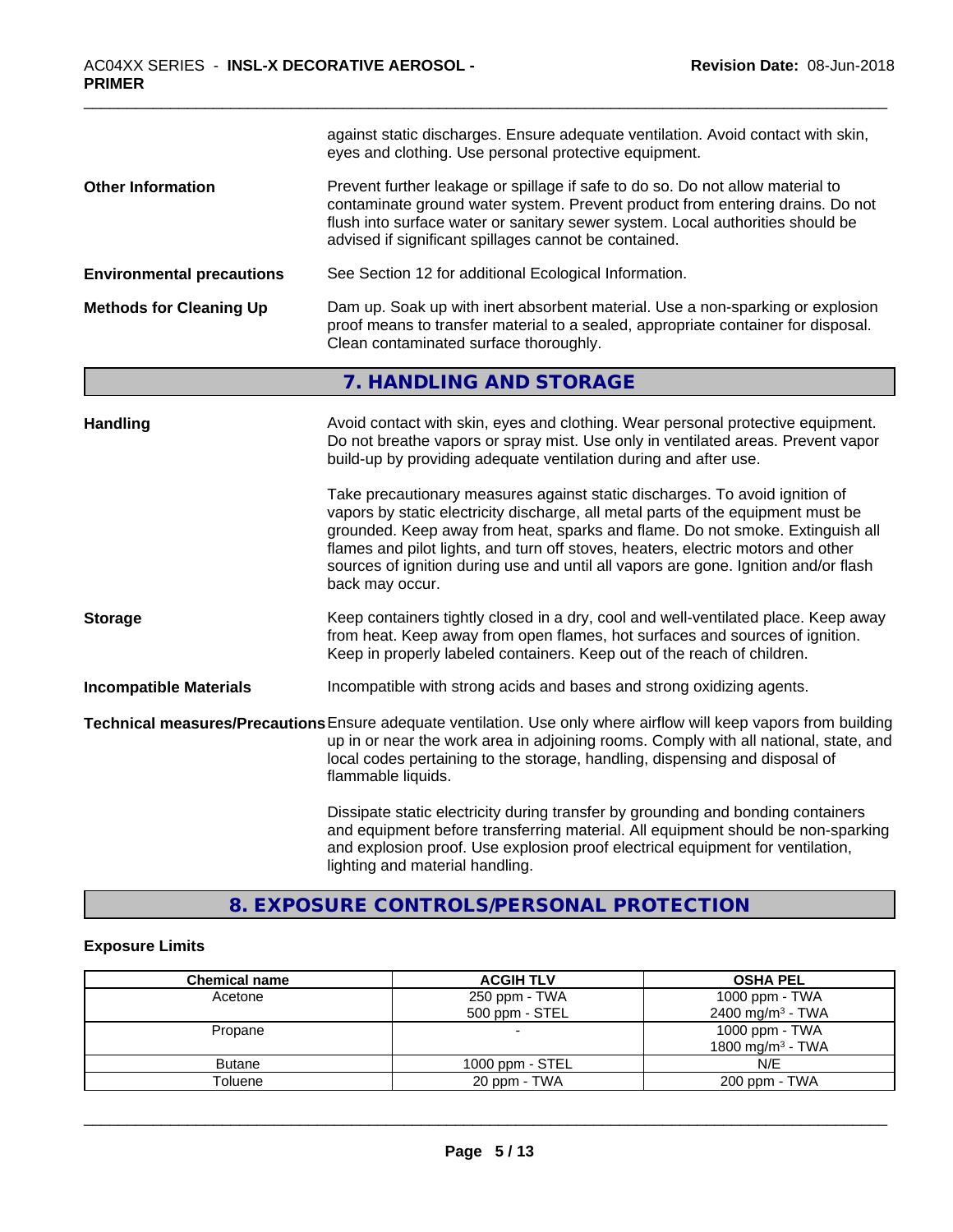against static discharges. Ensure adequate ventilation. Avoid contact with skin, eyes and clothing. Use personal protective equipment.

**Other Information**

Prevent further leakage or spillage if safe to do so. Do not allow material to contaminate ground water system. Prevent product from entering drains. Do not flush into surface water or sanitary sewer system. Local authorities should be advised if significant spillages cannot be contained.

**Environmental precautions**

See Section 12 for additional Ecological Information.

**Methods for Cleaning Up**

Dam up. Soak up with inert absorbent material. Use a non-sparking or explosion proof means to transfer material to a sealed, appropriate container for disposal. Clean contaminated surface thoroughly.

## 7. HANDLING AND STORAGE

**Handling**

Avoid contact with skin, eyes and clothing. Wear personal protective equipment. Do not breathe vapors or spray mist. Use only in ventilated areas. Prevent vapor build-up by providing adequate ventilation during and after use.

Take precautionary measures against static discharges. To avoid ignition of vapors by static electricity discharge, all metal parts of the equipment must be grounded. Keep away from heat, sparks and flame. Do not smoke. Extinguish all flames and pilot lights, and turn off stoves, heaters, electric motors and other sources of ignition during use and until all vapors are gone. Ignition and/or flash back may occur.

**Storage**

Keep containers tightly closed in a dry, cool and well-ventilated place. Keep away from heat. Keep away from open flames, hot surfaces and sources of ignition. Keep in properly labeled containers. Keep out of the reach of children.

**Incompatible Materials**

Incompatible with strong acids and bases and strong oxidizing agents.

**Technical measures/Precautions**

Ensure adequate ventilation. Use only where airflow will keep vapors from building up in or near the work area in adjoining rooms. Comply with all national, state, and local codes pertaining to the storage, handling, dispensing and disposal of flammable liquids.

Dissipate static electricity during transfer by grounding and bonding containers and equipment before transferring material. All equipment should be non-sparking and explosion proof. Use explosion proof electrical equipment for ventilation, lighting and material handling.

## 8. EXPOSURE CONTROLS/PERSONAL PROTECTION

### Exposure Limits

| Chemical name | ACGIH TLV | OSHA PEL |
|---|---|---|
| Acetone | 250 ppm - TWA<br>500 ppm - STEL | 1000 ppm - TWA<br>2400 mg/m³ - TWA |
| Propane | - | 1000 ppm - TWA<br>1800 mg/m³ - TWA |
| Butane | 1000 ppm - STEL | N/E |
| Toluene | 20 ppm - TWA | 200 ppm - TWA |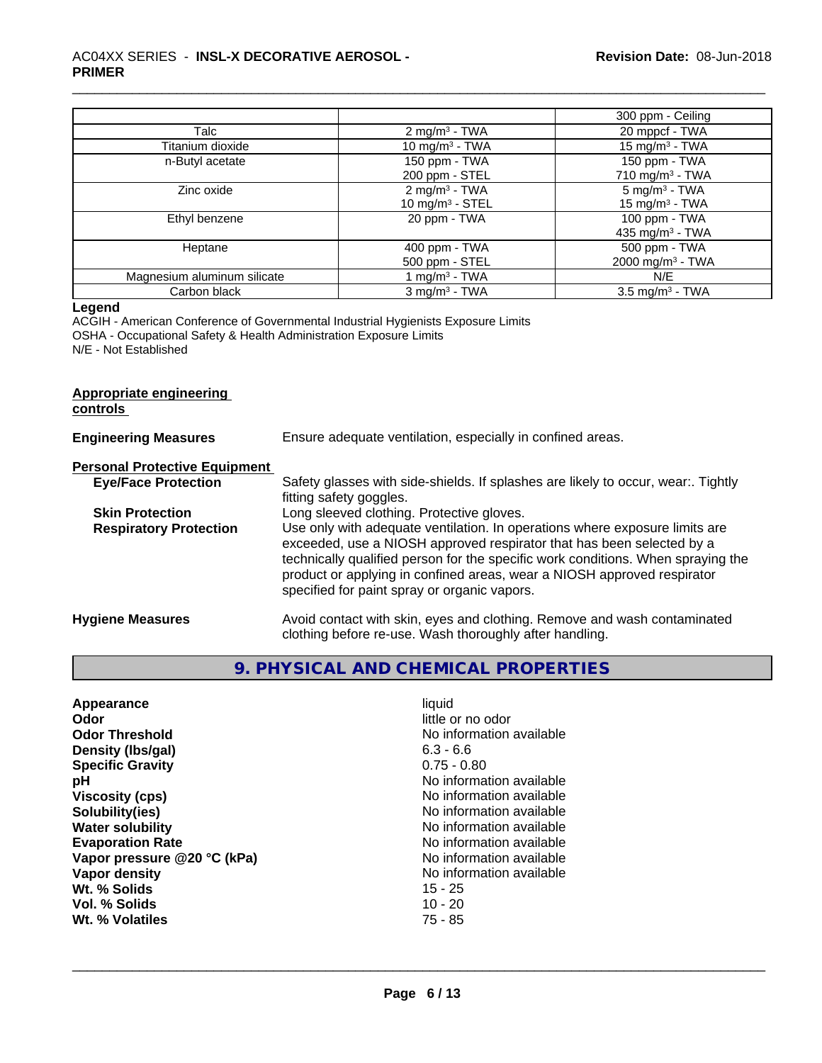| | | |
|---|---|---|
| | | 300 ppm - Ceiling |
| Talc | 2 mg/m³ - TWA | 20 mppcf - TWA |
| Titanium dioxide | 10 mg/m³ - TWA | 15 mg/m³ - TWA |
| n-Butyl acetate | 150 ppm - TWA<br>200 ppm - STEL | 150 ppm - TWA<br>710 mg/m³ - TWA |
| Zinc oxide | 2 mg/m³ - TWA<br>10 mg/m³ - STEL | 5 mg/m³ - TWA<br>15 mg/m³ - TWA |
| Ethyl benzene | 20 ppm - TWA | 100 ppm - TWA<br>435 mg/m³ - TWA |
| Heptane | 400 ppm - TWA<br>500 ppm - STEL | 500 ppm - TWA<br>2000 mg/m³ - TWA |
| Magnesium aluminum silicate | 1 mg/m³ - TWA | N/E |
| Carbon black | 3 mg/m³ - TWA | 3.5 mg/m³ - TWA |

**Legend**

ACGIH - American Conference of Governmental Industrial Hygienists Exposure Limits
OSHA - Occupational Safety & Health Administration Exposure Limits
N/E - Not Established

**Appropriate engineering controls**

**Engineering Measures** Ensure adequate ventilation, especially in confined areas.

**Personal Protective Equipment**

**Eye/Face Protection** Safety glasses with side-shields. If splashes are likely to occur, wear:. Tightly fitting safety goggles.

**Skin Protection** Long sleeved clothing. Protective gloves.

**Respiratory Protection** Use only with adequate ventilation. In operations where exposure limits are exceeded, use a NIOSH approved respirator that has been selected by a technically qualified person for the specific work conditions. When spraying the product or applying in confined areas, wear a NIOSH approved respirator specified for paint spray or organic vapors.

**Hygiene Measures** Avoid contact with skin, eyes and clothing. Remove and wash contaminated clothing before re-use. Wash thoroughly after handling.

## 9. PHYSICAL AND CHEMICAL PROPERTIES

| | |
|---|---|
| **Appearance** | liquid |
| **Odor** | little or no odor |
| **Odor Threshold** | No information available |
| **Density (lbs/gal)** | 6.3 - 6.6 |
| **Specific Gravity** | 0.75 - 0.80 |
| **pH** | No information available |
| **Viscosity (cps)** | No information available |
| **Solubility(ies)** | No information available |
| **Water solubility** | No information available |
| **Evaporation Rate** | No information available |
| **Vapor pressure @20 °C (kPa)** | No information available |
| **Vapor density** | No information available |
| **Wt. % Solids** | 15 - 25 |
| **Vol. % Solids** | 10 - 20 |
| **Wt. % Volatiles** | 75 - 85 |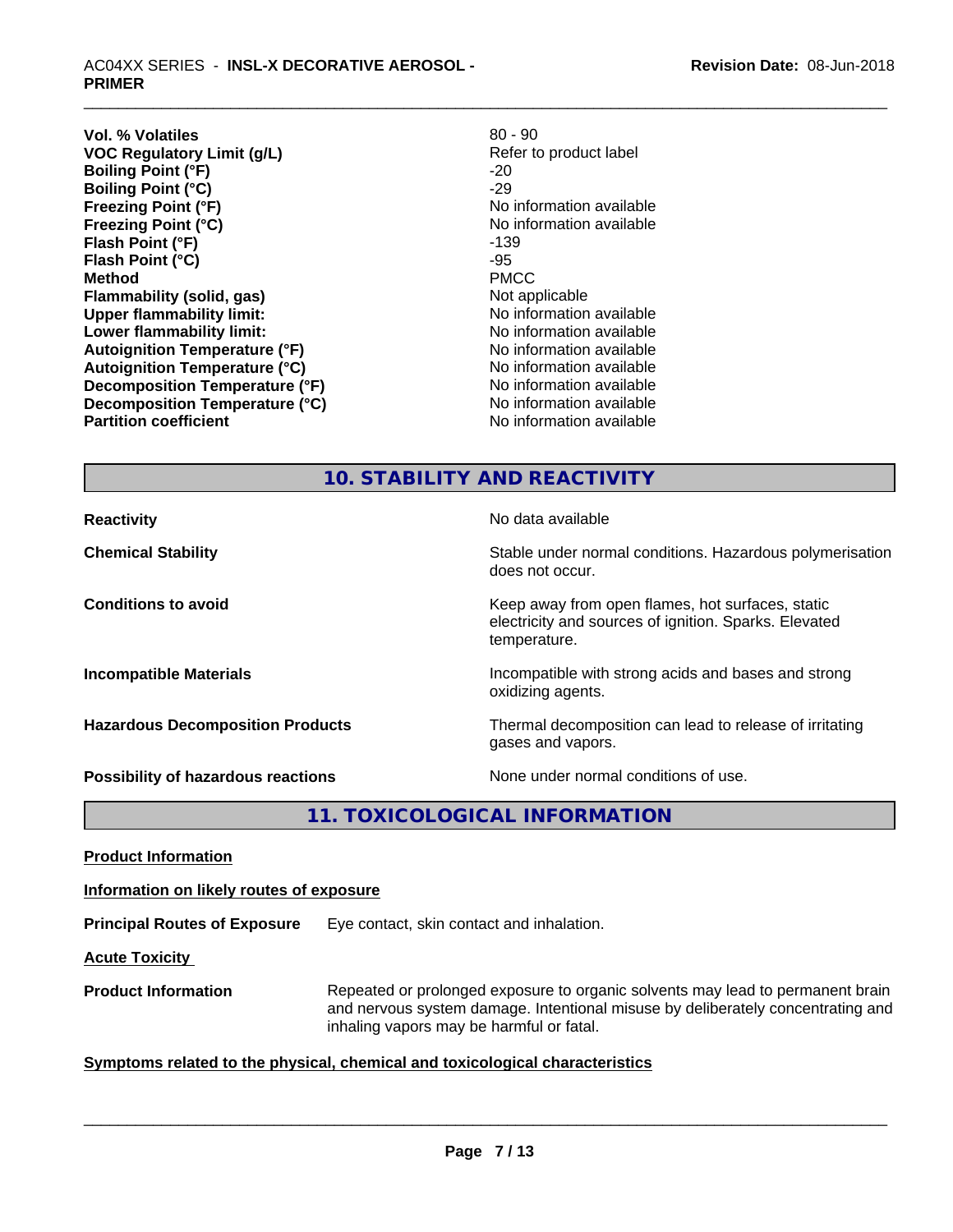| | |
|---|---|
| **Vol. % Volatiles** | 80 - 90 |
| **VOC Regulatory Limit (g/L)** | Refer to product label |
| **Boiling Point (°F)** | -20 |
| **Boiling Point (°C)** | -29 |
| **Freezing Point (°F)** | No information available |
| **Freezing Point (°C)** | No information available |
| **Flash Point (°F)** | -139 |
| **Flash Point (°C)** | -95 |
| **Method** | PMCC |
| **Flammability (solid, gas)** | Not applicable |
| **Upper flammability limit:** | No information available |
| **Lower flammability limit:** | No information available |
| **Autoignition Temperature (°F)** | No information available |
| **Autoignition Temperature (°C)** | No information available |
| **Decomposition Temperature (°F)** | No information available |
| **Decomposition Temperature (°C)** | No information available |
| **Partition coefficient** | No information available |

## 10. STABILITY AND REACTIVITY

| | |
|---|---|
| **Reactivity** | No data available |
| **Chemical Stability** | Stable under normal conditions. Hazardous polymerisation does not occur. |
| **Conditions to avoid** | Keep away from open flames, hot surfaces, static electricity and sources of ignition. Sparks. Elevated temperature. |
| **Incompatible Materials** | Incompatible with strong acids and bases and strong oxidizing agents. |
| **Hazardous Decomposition Products** | Thermal decomposition can lead to release of irritating gases and vapors. |
| **Possibility of hazardous reactions** | None under normal conditions of use. |

## 11. TOXICOLOGICAL INFORMATION

**Product Information**

**Information on likely routes of exposure**

**Principal Routes of Exposure** Eye contact, skin contact and inhalation.

**Acute Toxicity**

**Product Information** Repeated or prolonged exposure to organic solvents may lead to permanent brain and nervous system damage. Intentional misuse by deliberately concentrating and inhaling vapors may be harmful or fatal.

**Symptoms related to the physical, chemical and toxicological characteristics**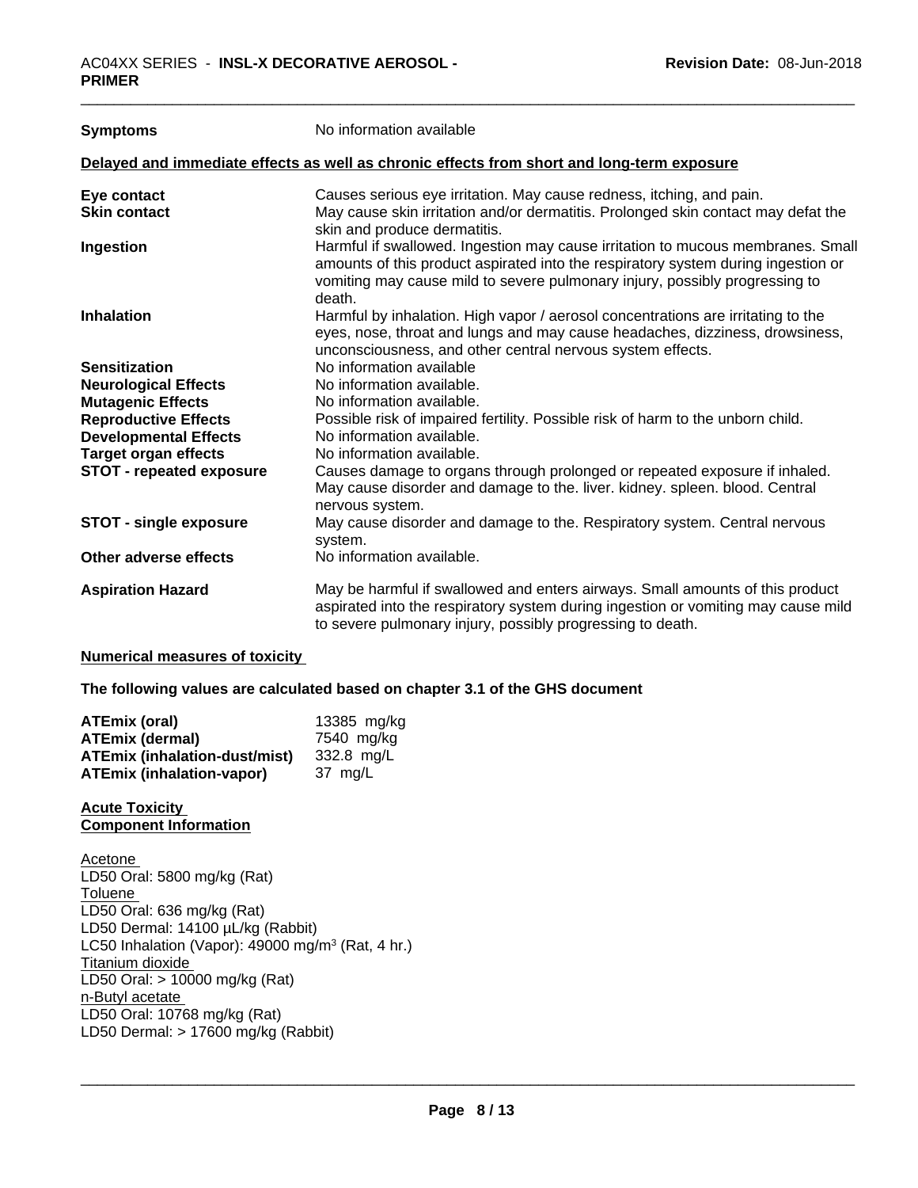| | |
|---|---|
| **Symptoms** | No information available |

**Delayed and immediate effects as well as chronic effects from short and long-term exposure**

| | |
|---|---|
| **Eye contact** | Causes serious eye irritation. May cause redness, itching, and pain. |
| **Skin contact** | May cause skin irritation and/or dermatitis. Prolonged skin contact may defat the skin and produce dermatitis. |
| **Ingestion** | Harmful if swallowed. Ingestion may cause irritation to mucous membranes. Small amounts of this product aspirated into the respiratory system during ingestion or vomiting may cause mild to severe pulmonary injury, possibly progressing to death. |
| **Inhalation** | Harmful by inhalation. High vapor / aerosol concentrations are irritating to the eyes, nose, throat and lungs and may cause headaches, dizziness, drowsiness, unconsciousness, and other central nervous system effects. |
| **Sensitization** | No information available |
| **Neurological Effects** | No information available. |
| **Mutagenic Effects** | No information available. |
| **Reproductive Effects** | Possible risk of impaired fertility. Possible risk of harm to the unborn child. |
| **Developmental Effects** | No information available. |
| **Target organ effects** | No information available. |
| **STOT - repeated exposure** | Causes damage to organs through prolonged or repeated exposure if inhaled. May cause disorder and damage to the. liver. kidney. spleen. blood. Central nervous system. |
| **STOT - single exposure** | May cause disorder and damage to the. Respiratory system. Central nervous system. |
| **Other adverse effects** | No information available. |
| **Aspiration Hazard** | May be harmful if swallowed and enters airways. Small amounts of this product aspirated into the respiratory system during ingestion or vomiting may cause mild to severe pulmonary injury, possibly progressing to death. |

**Numerical measures of toxicity**

**The following values are calculated based on chapter 3.1 of the GHS document**

| | |
|---|---|
| **ATEmix (oral)** | 13385 mg/kg |
| **ATEmix (dermal)** | 7540 mg/kg |
| **ATEmix (inhalation-dust/mist)** | 332.8 mg/L |
| **ATEmix (inhalation-vapor)** | 37 mg/L |

**Acute Toxicity**
**Component Information**

Acetone
LD50 Oral: 5800 mg/kg (Rat)
Toluene
LD50 Oral: 636 mg/kg (Rat)
LD50 Dermal: 14100 µL/kg (Rabbit)
LC50 Inhalation (Vapor): 49000 mg/m$^3$ (Rat, 4 hr.)
Titanium dioxide
LD50 Oral: > 10000 mg/kg (Rat)
n-Butyl acetate
LD50 Oral: 10768 mg/kg (Rat)
LD50 Dermal: > 17600 mg/kg (Rabbit)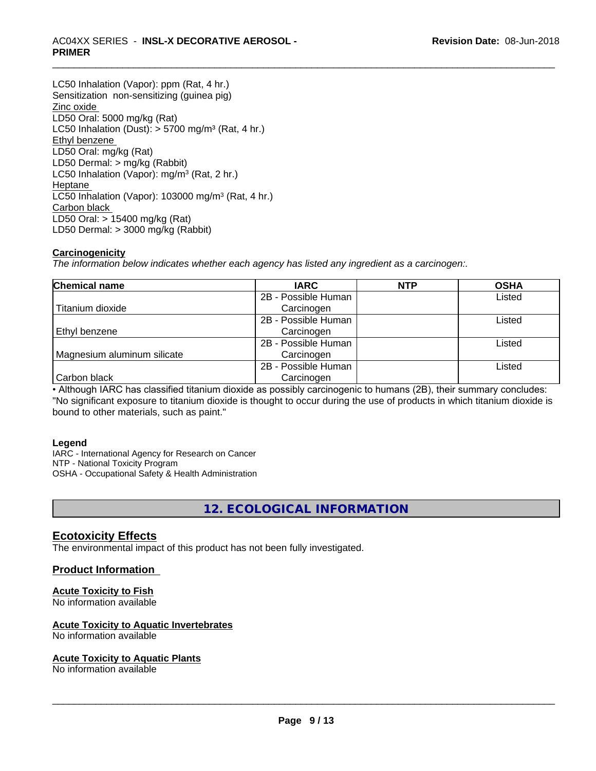LC50 Inhalation (Vapor): ppm (Rat, 4 hr.)
Sensitization non-sensitizing (guinea pig)
Zinc oxide
LD50 Oral: 5000 mg/kg (Rat)
LC50 Inhalation (Dust): > 5700 mg/m³ (Rat, 4 hr.)
Ethyl benzene
LD50 Oral: mg/kg (Rat)
LD50 Dermal: > mg/kg (Rabbit)
LC50 Inhalation (Vapor): mg/m³ (Rat, 2 hr.)
Heptane
LC50 Inhalation (Vapor): 103000 mg/m³ (Rat, 4 hr.)
Carbon black
LD50 Oral: > 15400 mg/kg (Rat)
LD50 Dermal: > 3000 mg/kg (Rabbit)

**Carcinogenicity**

*The information below indicates whether each agency has listed any ingredient as a carcinogen:.*

| Chemical name | IARC | NTP | OSHA |
|---|---|---|---|
| Titanium dioxide | 2B - Possible Human Carcinogen | | Listed |
| Ethyl benzene | 2B - Possible Human Carcinogen | | Listed |
| Magnesium aluminum silicate | 2B - Possible Human Carcinogen | | Listed |
| Carbon black | 2B - Possible Human Carcinogen | | Listed |

• Although IARC has classified titanium dioxide as possibly carcinogenic to humans (2B), their summary concludes: "No significant exposure to titanium dioxide is thought to occur during the use of products in which titanium dioxide is bound to other materials, such as paint."

**Legend**

IARC - International Agency for Research on Cancer
NTP - National Toxicity Program
OSHA - Occupational Safety & Health Administration

## 12. ECOLOGICAL INFORMATION

### Ecotoxicity Effects

The environmental impact of this product has not been fully investigated.

### Product Information

**Acute Toxicity to Fish**

No information available

**Acute Toxicity to Aquatic Invertebrates**

No information available

**Acute Toxicity to Aquatic Plants**

No information available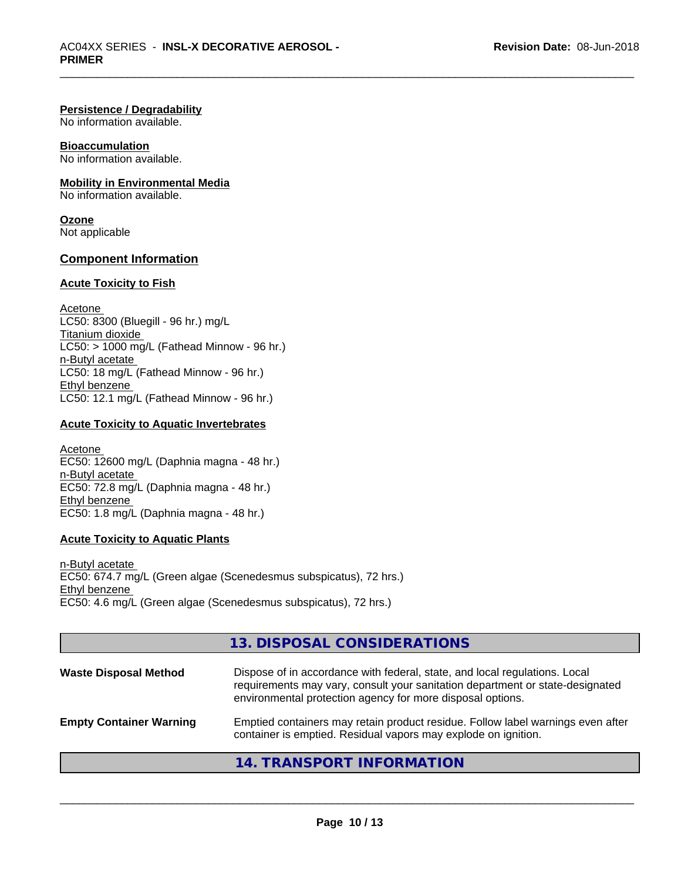**Persistence / Degradability**
No information available.

**Bioaccumulation**
No information available.

**Mobility in Environmental Media**
No information available.

**Ozone**
Not applicable

## Component Information

### Acute Toxicity to Fish

Acetone
LC50: 8300 (Bluegill - 96 hr.) mg/L
Titanium dioxide
LC50: > 1000 mg/L (Fathead Minnow - 96 hr.)
n-Butyl acetate
LC50: 18 mg/L (Fathead Minnow - 96 hr.)
Ethyl benzene
LC50: 12.1 mg/L (Fathead Minnow - 96 hr.)

### Acute Toxicity to Aquatic Invertebrates

Acetone
EC50: 12600 mg/L (Daphnia magna - 48 hr.)
n-Butyl acetate
EC50: 72.8 mg/L (Daphnia magna - 48 hr.)
Ethyl benzene
EC50: 1.8 mg/L (Daphnia magna - 48 hr.)

### Acute Toxicity to Aquatic Plants

n-Butyl acetate
EC50: 674.7 mg/L (Green algae (Scenedesmus subspicatus), 72 hrs.)
Ethyl benzene
EC50: 4.6 mg/L (Green algae (Scenedesmus subspicatus), 72 hrs.)

## 13. DISPOSAL CONSIDERATIONS

| | |
|---|---|
| **Waste Disposal Method** | Dispose of in accordance with federal, state, and local regulations. Local requirements may vary, consult your sanitation department or state-designated environmental protection agency for more disposal options. |
| **Empty Container Warning** | Emptied containers may retain product residue. Follow label warnings even after container is emptied. Residual vapors may explode on ignition. |

## 14. TRANSPORT INFORMATION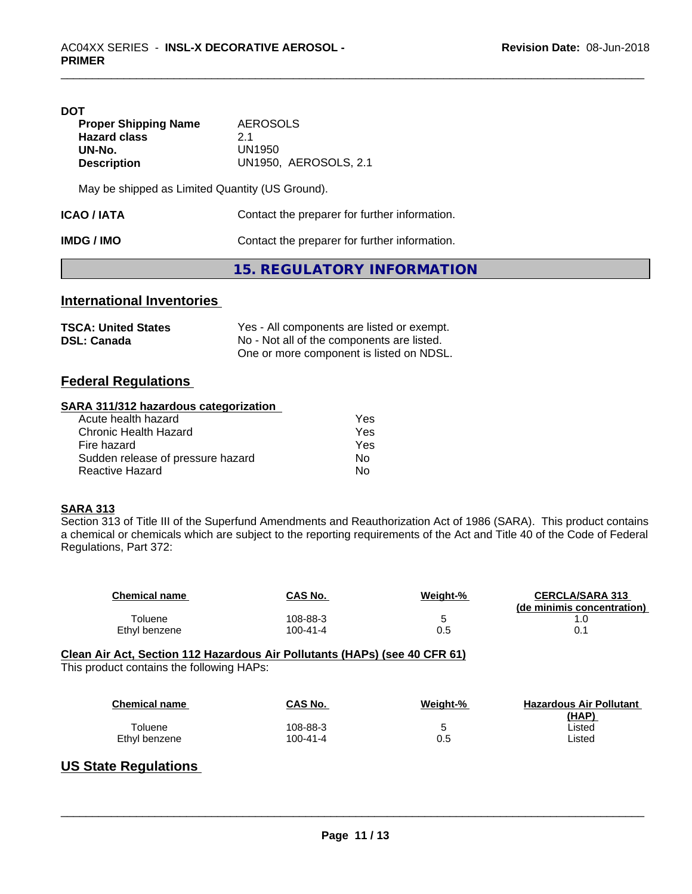**DOT**

| | |
|---|---|
| **Proper Shipping Name** | AEROSOLS |
| **Hazard class** | 2.1 |
| **UN-No.** | UN1950 |
| **Description** | UN1950, AEROSOLS, 2.1 |

May be shipped as Limited Quantity (US Ground).

| | |
|---|---|
| **ICAO / IATA** | Contact the preparer for further information. |
| **IMDG / IMO** | Contact the preparer for further information. |

# 15. REGULATORY INFORMATION

## International Inventories

| | |
|---|---|
| **TSCA: United States** | Yes - All components are listed or exempt. |
| **DSL: Canada** | No - Not all of the components are listed. One or more component is listed on NDSL. |

## Federal Regulations

**SARA 311/312 hazardous categorization**

| | |
|---|---|
| Acute health hazard | Yes |
| Chronic Health Hazard | Yes |
| Fire hazard | Yes |
| Sudden release of pressure hazard | No |
| Reactive Hazard | No |

**SARA 313**

Section 313 of Title III of the Superfund Amendments and Reauthorization Act of 1986 (SARA). This product contains a chemical or chemicals which are subject to the reporting requirements of the Act and Title 40 of the Code of Federal Regulations, Part 372:

| Chemical name | CAS No. | Weight-% | CERCLA/SARA 313 (de minimis concentration) |
|---|---|---|---|
| Toluene | 108-88-3 | 5 | 1.0 |
| Ethyl benzene | 100-41-4 | 0.5 | 0.1 |

**Clean Air Act, Section 112 Hazardous Air Pollutants (HAPs) (see 40 CFR 61)**

This product contains the following HAPs:

| Chemical name | CAS No. | Weight-% | Hazardous Air Pollutant (HAP) |
|---|---|---|---|
| Toluene | 108-88-3 | 5 | Listed |
| Ethyl benzene | 100-41-4 | 0.5 | Listed |

## US State Regulations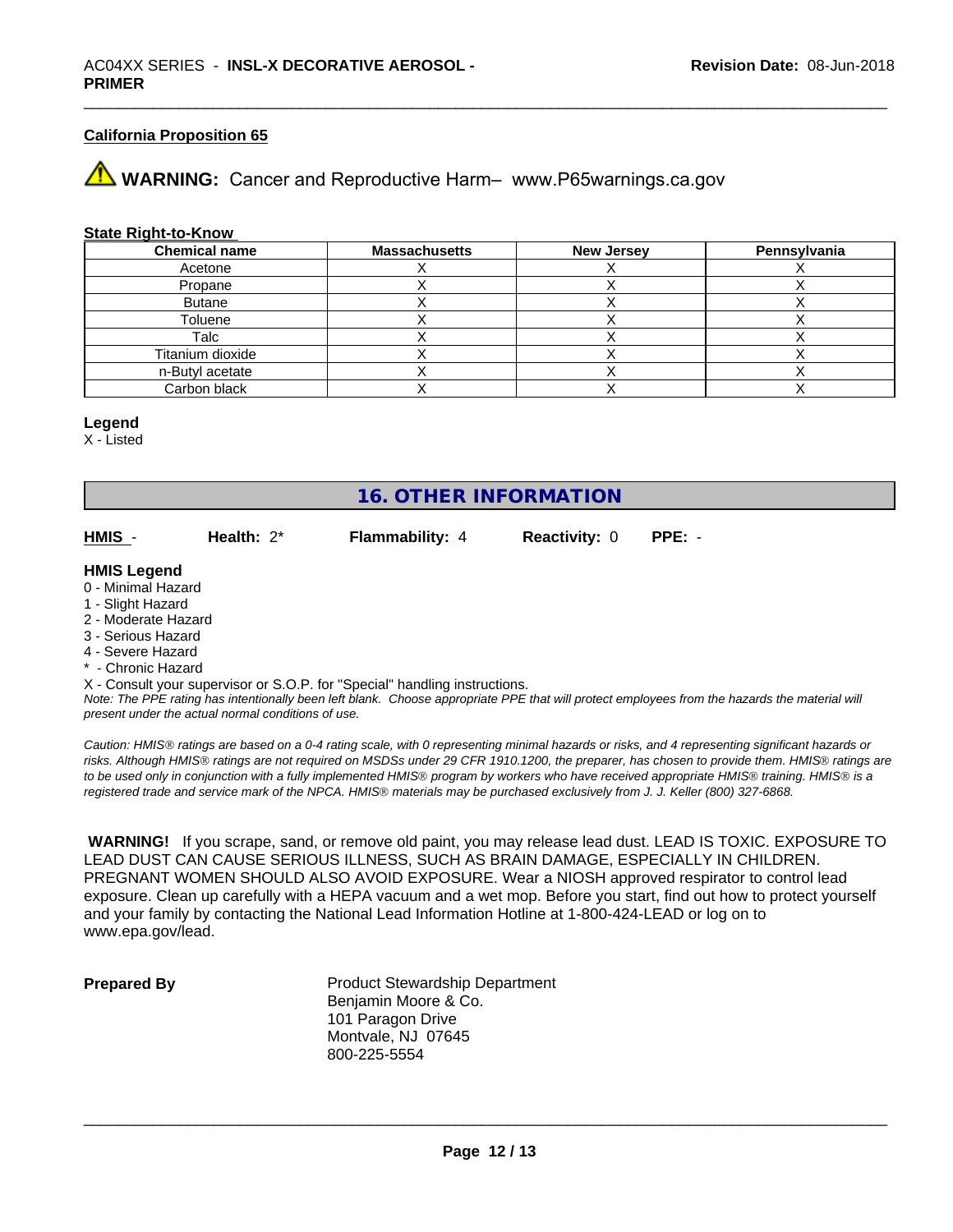**California Proposition 65**

⚠ **WARNING:** Cancer and Reproductive Harm– www.P65warnings.ca.gov

**State Right-to-Know**

| Chemical name | Massachusetts | New Jersey | Pennsylvania |
|---|---|---|---|
| Acetone | X | X | X |
| Propane | X | X | X |
| Butane | X | X | X |
| Toluene | X | X | X |
| Talc | X | X | X |
| Titanium dioxide | X | X | X |
| n-Butyl acetate | X | X | X |
| Carbon black | X | X | X |

**Legend**

X - Listed

## 16. OTHER INFORMATION

**HMIS** - **Health:** 2* **Flammability:** 4 **Reactivity:** 0 **PPE:** -

**HMIS Legend**

0 - Minimal Hazard
1 - Slight Hazard
2 - Moderate Hazard
3 - Serious Hazard
4 - Severe Hazard
* - Chronic Hazard
X - Consult your supervisor or S.O.P. for "Special" handling instructions.

*Note: The PPE rating has intentionally been left blank. Choose appropriate PPE that will protect employees from the hazards the material will present under the actual normal conditions of use.*

*Caution: HMIS® ratings are based on a 0-4 rating scale, with 0 representing minimal hazards or risks, and 4 representing significant hazards or risks. Although HMIS® ratings are not required on MSDSs under 29 CFR 1910.1200, the preparer, has chosen to provide them. HMIS® ratings are to be used only in conjunction with a fully implemented HMIS® program by workers who have received appropriate HMIS® training. HMIS® is a registered trade and service mark of the NPCA. HMIS® materials may be purchased exclusively from J. J. Keller (800) 327-6868.*

**WARNING!** If you scrape, sand, or remove old paint, you may release lead dust. LEAD IS TOXIC. EXPOSURE TO LEAD DUST CAN CAUSE SERIOUS ILLNESS, SUCH AS BRAIN DAMAGE, ESPECIALLY IN CHILDREN. PREGNANT WOMEN SHOULD ALSO AVOID EXPOSURE. Wear a NIOSH approved respirator to control lead exposure. Clean up carefully with a HEPA vacuum and a wet mop. Before you start, find out how to protect yourself and your family by contacting the National Lead Information Hotline at 1-800-424-LEAD or log on to www.epa.gov/lead.

**Prepared By**

Product Stewardship Department
Benjamin Moore & Co.
101 Paragon Drive
Montvale, NJ 07645
800-225-5554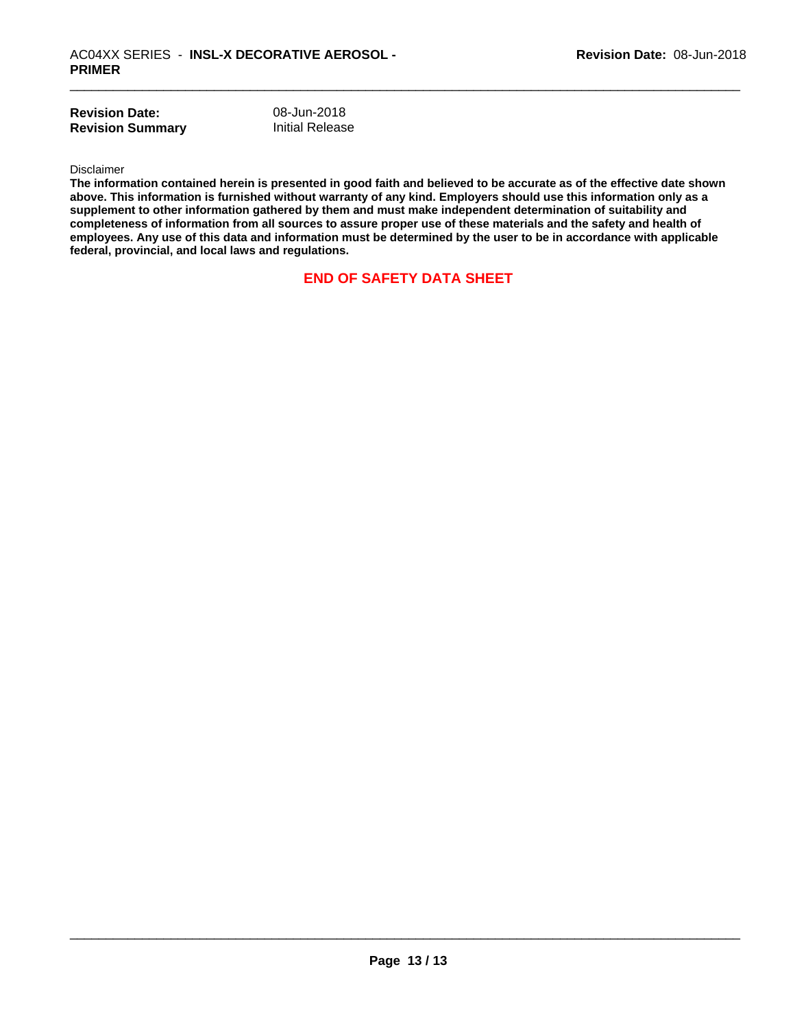| | |
|---|---|
| **Revision Date:** | 08-Jun-2018 |
| **Revision Summary** | Initial Release |

Disclaimer

**The information contained herein is presented in good faith and believed to be accurate as of the effective date shown above. This information is furnished without warranty of any kind. Employers should use this information only as a supplement to other information gathered by them and must make independent determination of suitability and completeness of information from all sources to assure proper use of these materials and the safety and health of employees. Any use of this data and information must be determined by the user to be in accordance with applicable federal, provincial, and local laws and regulations.**

**END OF SAFETY DATA SHEET**